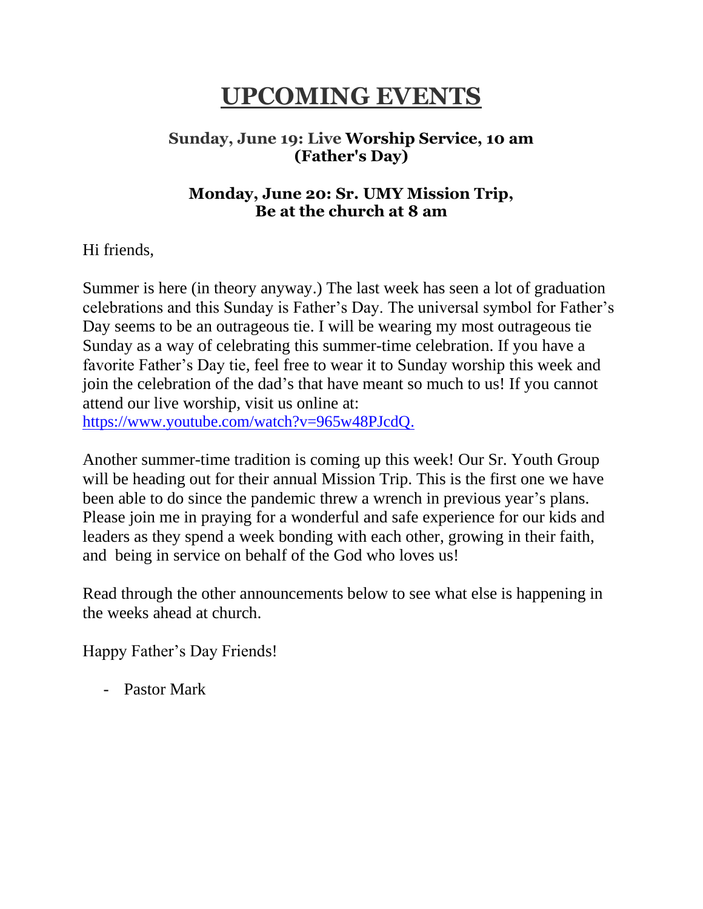# UPCOMING EVENTS

**Sunday, June 19: Live Worship Service, 10 am**
**(Father's Day)**

**Monday, June 20: Sr. UMY Mission Trip,**
**Be at the church at 8 am**

Hi friends,

Summer is here (in theory anyway.) The last week has seen a lot of graduation celebrations and this Sunday is Father's Day. The universal symbol for Father's Day seems to be an outrageous tie. I will be wearing my most outrageous tie Sunday as a way of celebrating this summer-time celebration. If you have a favorite Father's Day tie, feel free to wear it to Sunday worship this week and join the celebration of the dad's that have meant so much to us! If you cannot attend our live worship, visit us online at: [https://www.youtube.com/watch?v=965w48PJcdQ.](https://www.youtube.com/watch?v=965w48PJcdQ)

Another summer-time tradition is coming up this week! Our Sr. Youth Group will be heading out for their annual Mission Trip. This is the first one we have been able to do since the pandemic threw a wrench in previous year's plans. Please join me in praying for a wonderful and safe experience for our kids and leaders as they spend a week bonding with each other, growing in their faith, and being in service on behalf of the God who loves us!

Read through the other announcements below to see what else is happening in the weeks ahead at church.

Happy Father's Day Friends!

- Pastor Mark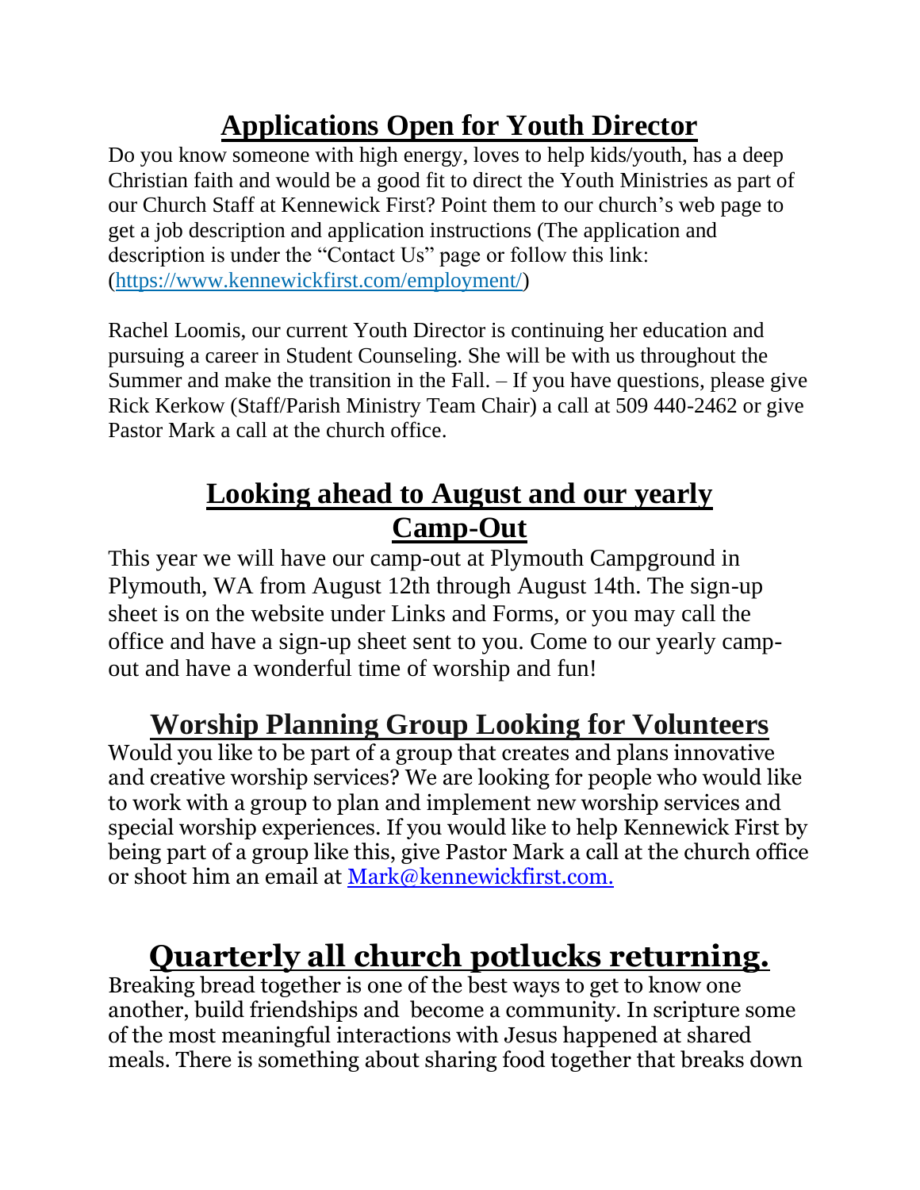## Applications Open for Youth Director

Do you know someone with high energy, loves to help kids/youth, has a deep Christian faith and would be a good fit to direct the Youth Ministries as part of our Church Staff at Kennewick First? Point them to our church's web page to get a job description and application instructions (The application and description is under the "Contact Us" page or follow this link: (https://www.kennewickfirst.com/employment/)

Rachel Loomis, our current Youth Director is continuing her education and pursuing a career in Student Counseling. She will be with us throughout the Summer and make the transition in the Fall. – If you have questions, please give Rick Kerkow (Staff/Parish Ministry Team Chair) a call at 509 440-2462 or give Pastor Mark a call at the church office.

## Looking ahead to August and our yearly Camp-Out

This year we will have our camp-out at Plymouth Campground in Plymouth, WA from August 12th through August 14th. The sign-up sheet is on the website under Links and Forms, or you may call the office and have a sign-up sheet sent to you. Come to our yearly camp-out and have a wonderful time of worship and fun!

## Worship Planning Group Looking for Volunteers

Would you like to be part of a group that creates and plans innovative and creative worship services? We are looking for people who would like to work with a group to plan and implement new worship services and special worship experiences. If you would like to help Kennewick First by being part of a group like this, give Pastor Mark a call at the church office or shoot him an email at Mark@kennewickfirst.com.

## Quarterly all church potlucks returning.

Breaking bread together is one of the best ways to get to know one another, build friendships and become a community. In scripture some of the most meaningful interactions with Jesus happened at shared meals. There is something about sharing food together that breaks down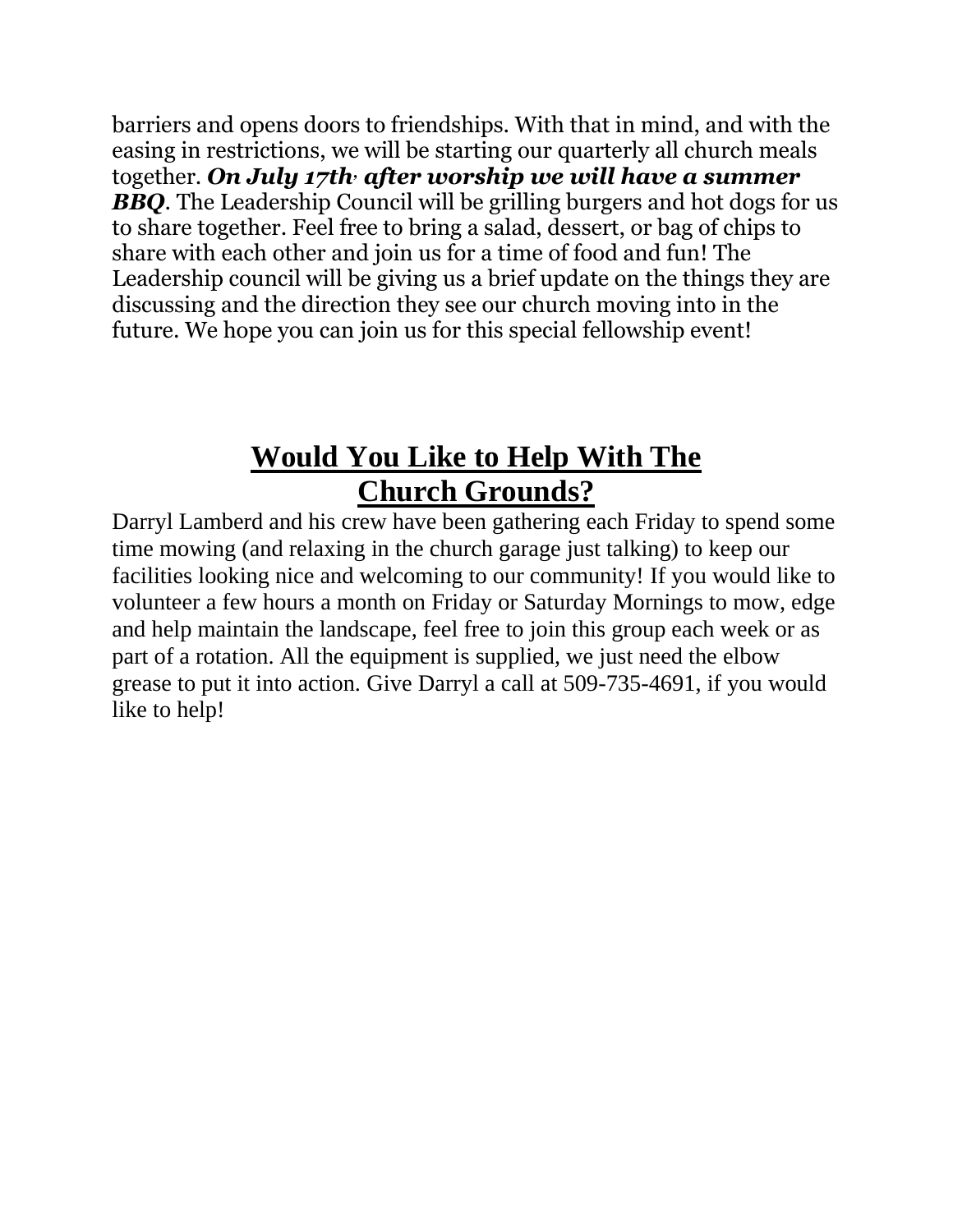barriers and opens doors to friendships. With that in mind, and with the easing in restrictions, we will be starting our quarterly all church meals together. ***On July 17th, after worship we will have a summer BBQ***. The Leadership Council will be grilling burgers and hot dogs for us to share together. Feel free to bring a salad, dessert, or bag of chips to share with each other and join us for a time of food and fun! The Leadership council will be giving us a brief update on the things they are discussing and the direction they see our church moving into in the future. We hope you can join us for this special fellowship event!

## Would You Like to Help With The Church Grounds?

Darryl Lamberd and his crew have been gathering each Friday to spend some time mowing (and relaxing in the church garage just talking) to keep our facilities looking nice and welcoming to our community! If you would like to volunteer a few hours a month on Friday or Saturday Mornings to mow, edge and help maintain the landscape, feel free to join this group each week or as part of a rotation. All the equipment is supplied, we just need the elbow grease to put it into action. Give Darryl a call at 509-735-4691, if you would like to help!